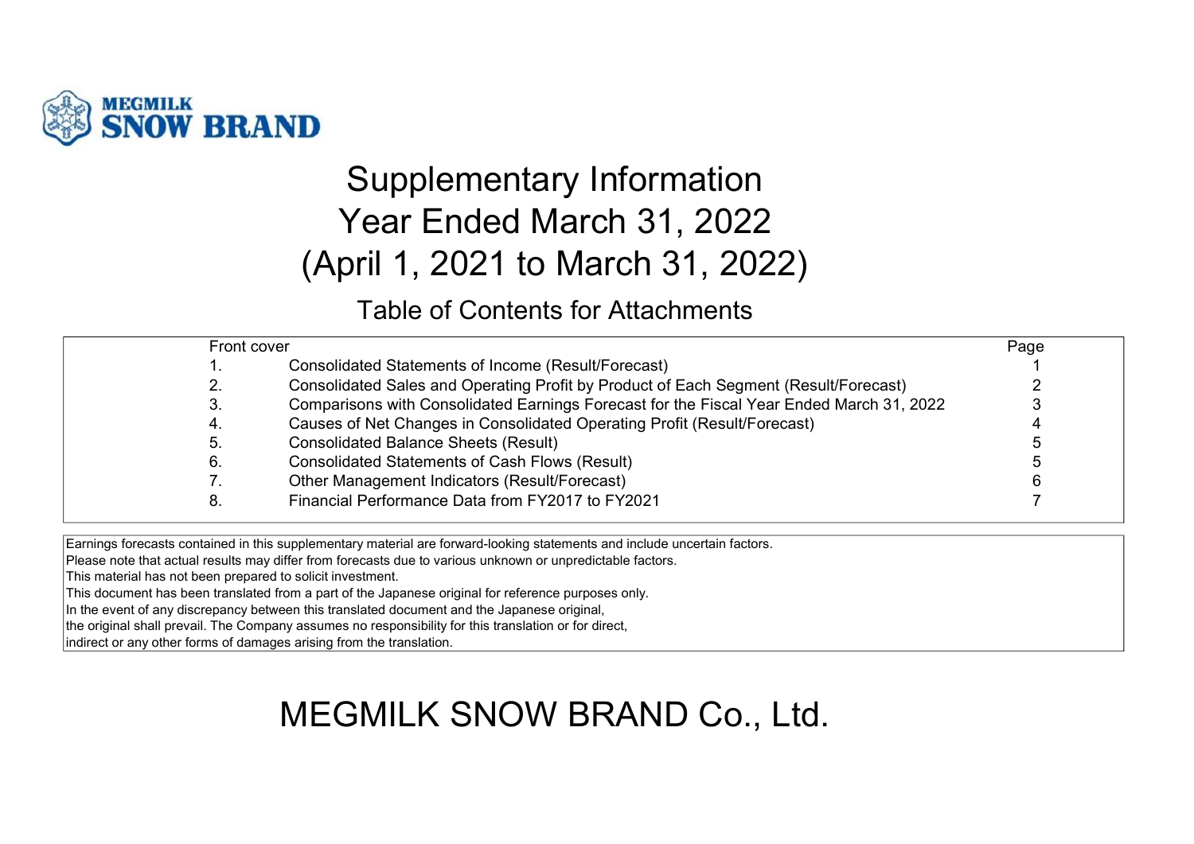MEGMILK SNOW BRAND

# Supplementary Information
# Year Ended March 31, 2022
# (April 1, 2021 to March 31, 2022)

## Table of Contents for Attachments

| | Front cover | Page |
|---|---|---|
| 1. | Consolidated Statements of Income (Result/Forecast) | 1 |
| 2. | Consolidated Sales and Operating Profit by Product of Each Segment (Result/Forecast) | 2 |
| 3. | Comparisons with Consolidated Earnings Forecast for the Fiscal Year Ended March 31, 2022 | 3 |
| 4. | Causes of Net Changes in Consolidated Operating Profit (Result/Forecast) | 4 |
| 5. | Consolidated Balance Sheets (Result) | 5 |
| 6. | Consolidated Statements of Cash Flows (Result) | 5 |
| 7. | Other Management Indicators (Result/Forecast) | 6 |
| 8. | Financial Performance Data from FY2017 to FY2021 | 7 |

Earnings forecasts contained in this supplementary material are forward-looking statements and include uncertain factors.
Please note that actual results may differ from forecasts due to various unknown or unpredictable factors.
This material has not been prepared to solicit investment.
This document has been translated from a part of the Japanese original for reference purposes only.
In the event of any discrepancy between this translated document and the Japanese original,
the original shall prevail. The Company assumes no responsibility for this translation or for direct,
indirect or any other forms of damages arising from the translation.

# MEGMILK SNOW BRAND Co., Ltd.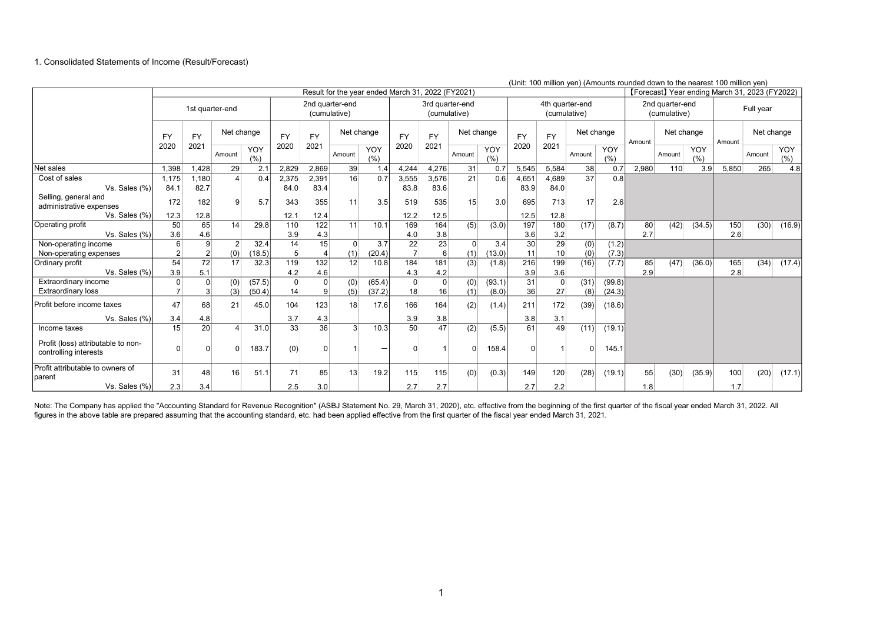1. Consolidated Statements of Income (Result/Forecast)

(Unit: 100 million yen) (Amounts rounded down to the nearest 100 million yen)

| | Result for the year ended March 31, 2022 (FY2021) | | | | | | | | | | | | | | | | 【Forecast】Year ending March 31, 2023 (FY2022) | | | | | |
|---|---|---|---|---|---|---|---|---|---|---|---|---|---|---|---|---|---|---|---|---|---|---|
| | 1st quarter-end | | | | 2nd quarter-end (cumulative) | | | | 3rd quarter-end (cumulative) | | | | 4th quarter-end (cumulative) | | | | 2nd quarter-end (cumulative) | | | Full year | | |
| | FY 2020 | FY 2021 | Net change Amount | Net change YOY (%) | FY 2020 | FY 2021 | Net change Amount | Net change YOY (%) | FY 2020 | FY 2021 | Net change Amount | Net change YOY (%) | FY 2020 | FY 2021 | Net change Amount | Net change YOY (%) | Amount | Net change Amount | Net change YOY (%) | Amount | Net change Amount | Net change YOY (%) |
| Net sales | 1,398 | 1,428 | 29 | 2.1 | 2,829 | 2,869 | 39 | 1.4 | 4,244 | 4,276 | 31 | 0.7 | 5,545 | 5,584 | 38 | 0.7 | 2,980 | 110 | 3.9 | 5,850 | 265 | 4.8 |
| Cost of sales | 1,175 | 1,180 | 4 | 0.4 | 2,375 | 2,391 | 16 | 0.7 | 3,555 | 3,576 | 21 | 0.6 | 4,651 | 4,689 | 37 | 0.8 | | | | | | |
| Vs. Sales (%) | 84.1 | 82.7 | | | 84.0 | 83.4 | | | 83.8 | 83.6 | | | 83.9 | 84.0 | | | | | | | | |
| Selling, general and administrative expenses | 172 | 182 | 9 | 5.7 | 343 | 355 | 11 | 3.5 | 519 | 535 | 15 | 3.0 | 695 | 713 | 17 | 2.6 | | | | | | |
| Vs. Sales (%) | 12.3 | 12.8 | | | 12.1 | 12.4 | | | 12.2 | 12.5 | | | 12.5 | 12.8 | | | | | | | | |
| Operating profit | 50 | 65 | 14 | 29.8 | 110 | 122 | 11 | 10.1 | 169 | 164 | (5) | (3.0) | 197 | 180 | (17) | (8.7) | 80 | (42) | (34.5) | 150 | (30) | (16.9) |
| Vs. Sales (%) | 3.6 | 4.6 | | | 3.9 | 4.3 | | | 4.0 | 3.8 | | | 3.6 | 3.2 | | | 2.7 | | | 2.6 | | |
| Non-operating income | 6 | 9 | 2 | 32.4 | 14 | 15 | 0 | 3.7 | 22 | 23 | 0 | 3.4 | 30 | 29 | (0) | (1.2) | | | | | | |
| Non-operating expenses | 2 | 2 | (0) | (18.5) | 5 | 4 | (1) | (20.4) | 7 | 6 | (1) | (13.0) | 11 | 10 | (0) | (7.3) | | | | | | |
| Ordinary profit | 54 | 72 | 17 | 32.3 | 119 | 132 | 12 | 10.8 | 184 | 181 | (3) | (1.8) | 216 | 199 | (16) | (7.7) | 85 | (47) | (36.0) | 165 | (34) | (17.4) |
| Vs. Sales (%) | 3.9 | 5.1 | | | 4.2 | 4.6 | | | 4.3 | 4.2 | | | 3.9 | 3.6 | | | 2.9 | | | 2.8 | | |
| Extraordinary income | 0 | 0 | (0) | (57.5) | 0 | 0 | (0) | (65.4) | 0 | 0 | (0) | (93.1) | 31 | 0 | (31) | (99.8) | | | | | | |
| Extraordinary loss | 7 | 3 | (3) | (50.4) | 14 | 9 | (5) | (37.2) | 18 | 16 | (1) | (8.0) | 36 | 27 | (8) | (24.3) | | | | | | |
| Profit before income taxes | 47 | 68 | 21 | 45.0 | 104 | 123 | 18 | 17.6 | 166 | 164 | (2) | (1.4) | 211 | 172 | (39) | (18.6) | | | | | | |
| Vs. Sales (%) | 3.4 | 4.8 | | | 3.7 | 4.3 | | | 3.9 | 3.8 | | | 3.8 | 3.1 | | | | | | | | |
| Income taxes | 15 | 20 | 4 | 31.0 | 33 | 36 | 3 | 10.3 | 50 | 47 | (2) | (5.5) | 61 | 49 | (11) | (19.1) | | | | | | |
| Profit (loss) attributable to non-controlling interests | 0 | 0 | 0 | 183.7 | (0) | 0 | 1 | — | 0 | 1 | 0 | 158.4 | 0 | 1 | 0 | 145.1 | | | | | | |
| Profit attributable to owners of parent | 31 | 48 | 16 | 51.1 | 71 | 85 | 13 | 19.2 | 115 | 115 | (0) | (0.3) | 149 | 120 | (28) | (19.1) | 55 | (30) | (35.9) | 100 | (20) | (17.1) |
| Vs. Sales (%) | 2.3 | 3.4 | | | 2.5 | 3.0 | | | 2.7 | 2.7 | | | 2.7 | 2.2 | | | 1.8 | | | 1.7 | | |

Note: The Company has applied the "Accounting Standard for Revenue Recognition" (ASBJ Statement No. 29, March 31, 2020), etc. effective from the beginning of the first quarter of the fiscal year ended March 31, 2022. All figures in the above table are prepared assuming that the accounting standard, etc. had been applied effective from the first quarter of the fiscal year ended March 31, 2021.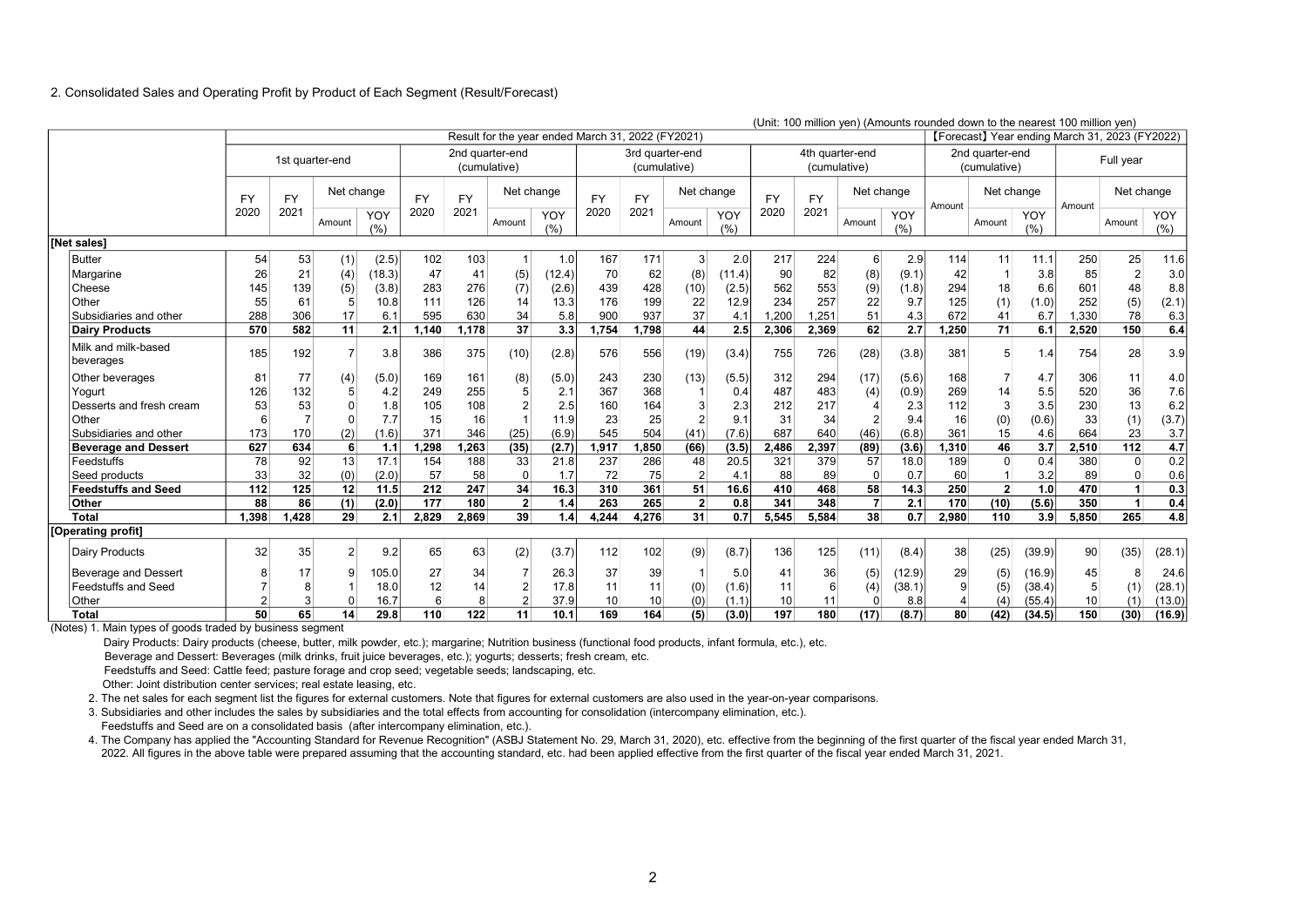## 2. Consolidated Sales and Operating Profit by Product of Each Segment (Result/Forecast)

(Unit: 100 million yen) (Amounts rounded down to the nearest 100 million yen)

| | Result for the year ended March 31, 2022 (FY2021) | | | | | | | | | | | | | | | | 【Forecast】Year ending March 31, 2023 (FY2022) | | | | | |
|---|---|---|---|---|---|---|---|---|---|---|---|---|---|---|---|---|---|---|---|---|---|---|
| | 1st quarter-end | | | | 2nd quarter-end (cumulative) | | | | 3rd quarter-end (cumulative) | | | | 4th quarter-end (cumulative) | | | | 2nd quarter-end (cumulative) | | | Full year | | |
| | FY 2020 | FY 2021 | Net change Amount | Net change YOY (%) | FY 2020 | FY 2021 | Net change Amount | Net change YOY (%) | FY 2020 | FY 2021 | Net change Amount | Net change YOY (%) | FY 2020 | FY 2021 | Net change Amount | Net change YOY (%) | Amount | Net change Amount | Net change YOY (%) | Amount | Net change Amount | Net change YOY (%) |
| **[Net sales]** | | | | | | | | | | | | | | | | | | | | | | |
| Butter | 54 | 53 | (1) | (2.5) | 102 | 103 | 1 | 1.0 | 167 | 171 | 3 | 2.0 | 217 | 224 | 6 | 2.9 | 114 | 11 | 11.1 | 250 | 25 | 11.6 |
| Margarine | 26 | 21 | (4) | (18.3) | 47 | 41 | (5) | (12.4) | 70 | 62 | (8) | (11.4) | 90 | 82 | (8) | (9.1) | 42 | 1 | 3.8 | 85 | 2 | 3.0 |
| Cheese | 145 | 139 | (5) | (3.8) | 283 | 276 | (7) | (2.6) | 439 | 428 | (10) | (2.5) | 562 | 553 | (9) | (1.8) | 294 | 18 | 6.6 | 601 | 48 | 8.8 |
| Other | 55 | 61 | 5 | 10.8 | 111 | 126 | 14 | 13.3 | 176 | 199 | 22 | 12.9 | 234 | 257 | 22 | 9.7 | 125 | (1) | (1.0) | 252 | (5) | (2.1) |
| Subsidiaries and other | 288 | 306 | 17 | 6.1 | 595 | 630 | 34 | 5.8 | 900 | 937 | 37 | 4.1 | 1,200 | 1,251 | 51 | 4.3 | 672 | 41 | 6.7 | 1,330 | 78 | 6.3 |
| **Dairy Products** | **570** | **582** | **11** | **2.1** | **1,140** | **1,178** | **37** | **3.3** | **1,754** | **1,798** | **44** | **2.5** | **2,306** | **2,369** | **62** | **2.7** | **1,250** | **71** | **6.1** | **2,520** | **150** | **6.4** |
| Milk and milk-based beverages | 185 | 192 | 7 | 3.8 | 386 | 375 | (10) | (2.8) | 576 | 556 | (19) | (3.4) | 755 | 726 | (28) | (3.8) | 381 | 5 | 1.4 | 754 | 28 | 3.9 |
| Other beverages | 81 | 77 | (4) | (5.0) | 169 | 161 | (8) | (5.0) | 243 | 230 | (13) | (5.5) | 312 | 294 | (17) | (5.6) | 168 | 7 | 4.7 | 306 | 11 | 4.0 |
| Yogurt | 126 | 132 | 5 | 4.2 | 249 | 255 | 5 | 2.1 | 367 | 368 | 1 | 0.4 | 487 | 483 | (4) | (0.9) | 269 | 14 | 5.5 | 520 | 36 | 7.6 |
| Desserts and fresh cream | 53 | 53 | 0 | 1.8 | 105 | 108 | 2 | 2.5 | 160 | 164 | 3 | 2.3 | 212 | 217 | 4 | 2.3 | 112 | 3 | 3.5 | 230 | 13 | 6.2 |
| Other | 6 | 7 | 0 | 7.7 | 15 | 16 | 1 | 11.9 | 23 | 25 | 2 | 9.1 | 31 | 34 | 2 | 9.4 | 16 | (0) | (0.6) | 33 | (1) | (3.7) |
| Subsidiaries and other | 173 | 170 | (2) | (1.6) | 371 | 346 | (25) | (6.9) | 545 | 504 | (41) | (7.6) | 687 | 640 | (46) | (6.8) | 361 | 15 | 4.6 | 664 | 23 | 3.7 |
| **Beverage and Dessert** | **627** | **634** | **6** | **1.1** | **1,298** | **1,263** | **(35)** | **(2.7)** | **1,917** | **1,850** | **(66)** | **(3.5)** | **2,486** | **2,397** | **(89)** | **(3.6)** | **1,310** | **46** | **3.7** | **2,510** | **112** | **4.7** |
| Feedstuffs | 78 | 92 | 13 | 17.1 | 154 | 188 | 33 | 21.8 | 237 | 286 | 48 | 20.5 | 321 | 379 | 57 | 18.0 | 189 | 0 | 0.4 | 380 | 0 | 0.2 |
| Seed products | 33 | 32 | (0) | (2.0) | 57 | 58 | 0 | 1.7 | 72 | 75 | 2 | 4.1 | 88 | 89 | 0 | 0.7 | 60 | 1 | 3.2 | 89 | 0 | 0.6 |
| **Feedstuffs and Seed** | **112** | **125** | **12** | **11.5** | **212** | **247** | **34** | **16.3** | **310** | **361** | **51** | **16.6** | **410** | **468** | **58** | **14.3** | **250** | **2** | **1.0** | **470** | **1** | **0.3** |
| **Other** | **88** | **86** | **(1)** | **(2.0)** | **177** | **180** | **2** | **1.4** | **263** | **265** | **2** | **0.8** | **341** | **348** | **7** | **2.1** | **170** | **(10)** | **(5.6)** | **350** | **1** | **0.4** |
| **Total** | **1,398** | **1,428** | **29** | **2.1** | **2,829** | **2,869** | **39** | **1.4** | **4,244** | **4,276** | **31** | **0.7** | **5,545** | **5,584** | **38** | **0.7** | **2,980** | **110** | **3.9** | **5,850** | **265** | **4.8** |
| **[Operating profit]** | | | | | | | | | | | | | | | | | | | | | | |
| Dairy Products | 32 | 35 | 2 | 9.2 | 65 | 63 | (2) | (3.7) | 112 | 102 | (9) | (8.7) | 136 | 125 | (11) | (8.4) | 38 | (25) | (39.9) | 90 | (35) | (28.1) |
| Beverage and Dessert | 8 | 17 | 9 | 105.0 | 27 | 34 | 7 | 26.3 | 37 | 39 | 1 | 5.0 | 41 | 36 | (5) | (12.9) | 29 | (5) | (16.9) | 45 | 8 | 24.6 |
| Feedstuffs and Seed | 7 | 8 | 1 | 18.0 | 12 | 14 | 2 | 17.8 | 11 | 11 | (0) | (1.6) | 11 | 6 | (4) | (38.1) | 9 | (5) | (38.4) | 5 | (1) | (28.1) |
| Other | 2 | 3 | 0 | 16.7 | 6 | 8 | 2 | 37.9 | 10 | 10 | (0) | (1.1) | 10 | 11 | 0 | 8.8 | 4 | (4) | (55.4) | 10 | (1) | (13.0) |
| **Total** | **50** | **65** | **14** | **29.8** | **110** | **122** | **11** | **10.1** | **169** | **164** | **(5)** | **(3.0)** | **197** | **180** | **(17)** | **(8.7)** | **80** | **(42)** | **(34.5)** | **150** | **(30)** | **(16.9)** |

(Notes) 1. Main types of goods traded by business segment

Dairy Products: Dairy products (cheese, butter, milk powder, etc.); margarine; Nutrition business (functional food products, infant formula, etc.), etc.

Beverage and Dessert: Beverages (milk drinks, fruit juice beverages, etc.); yogurts; desserts; fresh cream, etc.

Feedstuffs and Seed: Cattle feed; pasture forage and crop seed; vegetable seeds; landscaping, etc.

Other: Joint distribution center services; real estate leasing, etc.

2. The net sales for each segment list the figures for external customers. Note that figures for external customers are also used in the year-on-year comparisons.

3. Subsidiaries and other includes the sales by subsidiaries and the total effects from accounting for consolidation (intercompany elimination, etc.).

Feedstuffs and Seed are on a consolidated basis (after intercompany elimination, etc.).

4. The Company has applied the "Accounting Standard for Revenue Recognition" (ASBJ Statement No. 29, March 31, 2020), etc. effective from the beginning of the first quarter of the fiscal year ended March 31, 2022. All figures in the above table were prepared assuming that the accounting standard, etc. had been applied effective from the first quarter of the fiscal year ended March 31, 2021.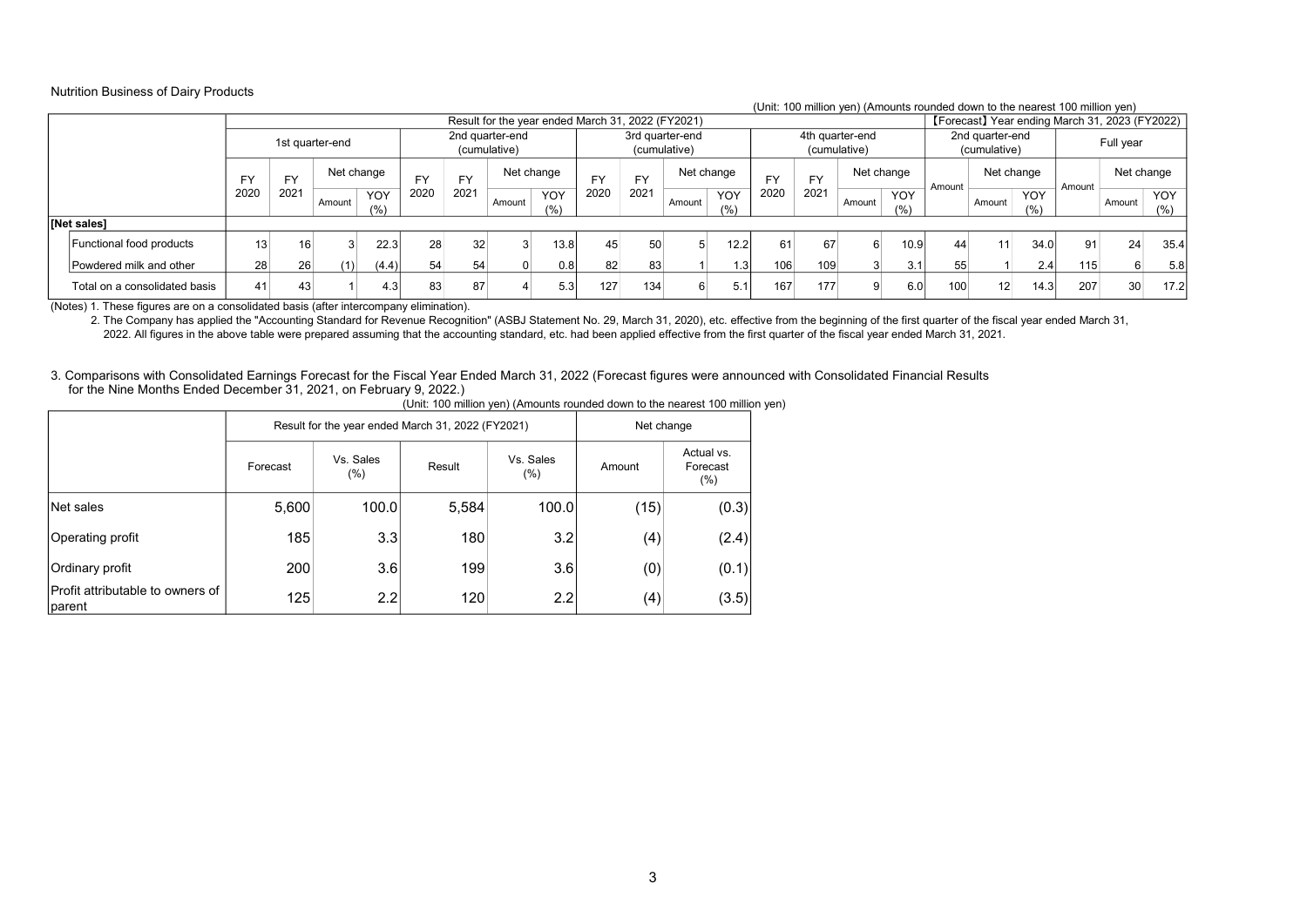Nutrition Business of Dairy Products

(Unit: 100 million yen) (Amounts rounded down to the nearest 100 million yen)

| | Result for the year ended March 31, 2022 (FY2021) | | | | | | | | | | | | | | | | 【Forecast】Year ending March 31, 2023 (FY2022) | | | | | |
|---|---|---|---|---|---|---|---|---|---|---|---|---|---|---|---|---|---|---|---|---|---|---|
| | 1st quarter-end | | | | 2nd quarter-end (cumulative) | | | | 3rd quarter-end (cumulative) | | | | 4th quarter-end (cumulative) | | | | 2nd quarter-end (cumulative) | | | Full year | | |
| | FY 2020 | FY 2021 | Net change | | FY 2020 | FY 2021 | Net change | | FY 2020 | FY 2021 | Net change | | FY 2020 | FY 2021 | Net change | | Amount | Net change | | Amount | Net change | |
| | | | Amount | YOY (%) | | | Amount | YOY (%) | | | Amount | YOY (%) | | | Amount | YOY (%) | | Amount | YOY (%) | | Amount | YOY (%) |
| **[Net sales]** | | | | | | | | | | | | | | | | | | | | | | |
| Functional food products | 13 | 16 | 3 | 22.3 | 28 | 32 | 3 | 13.8 | 45 | 50 | 5 | 12.2 | 61 | 67 | 6 | 10.9 | 44 | 11 | 34.0 | 91 | 24 | 35.4 |
| Powdered milk and other | 28 | 26 | (1) | (4.4) | 54 | 54 | 0 | 0.8 | 82 | 83 | 1 | 1.3 | 106 | 109 | 3 | 3.1 | 55 | 1 | 2.4 | 115 | 6 | 5.8 |
| Total on a consolidated basis | 41 | 43 | 1 | 4.3 | 83 | 87 | 4 | 5.3 | 127 | 134 | 6 | 5.1 | 167 | 177 | 9 | 6.0 | 100 | 12 | 14.3 | 207 | 30 | 17.2 |

(Notes) 1. These figures are on a consolidated basis (after intercompany elimination).

2. The Company has applied the "Accounting Standard for Revenue Recognition" (ASBJ Statement No. 29, March 31, 2020), etc. effective from the beginning of the first quarter of the fiscal year ended March 31, 2022. All figures in the above table were prepared assuming that the accounting standard, etc. had been applied effective from the first quarter of the fiscal year ended March 31, 2021.

3. Comparisons with Consolidated Earnings Forecast for the Fiscal Year Ended March 31, 2022 (Forecast figures were announced with Consolidated Financial Results for the Nine Months Ended December 31, 2021, on February 9, 2022.)

(Unit: 100 million yen) (Amounts rounded down to the nearest 100 million yen)

| | Result for the year ended March 31, 2022 (FY2021) | | | | Net change | |
|---|---|---|---|---|---|---|
| | Forecast | Vs. Sales (%) | Result | Vs. Sales (%) | Amount | Actual vs. Forecast (%) |
| Net sales | 5,600 | 100.0 | 5,584 | 100.0 | (15) | (0.3) |
| Operating profit | 185 | 3.3 | 180 | 3.2 | (4) | (2.4) |
| Ordinary profit | 200 | 3.6 | 199 | 3.6 | (0) | (0.1) |
| Profit attributable to owners of parent | 125 | 2.2 | 120 | 2.2 | (4) | (3.5) |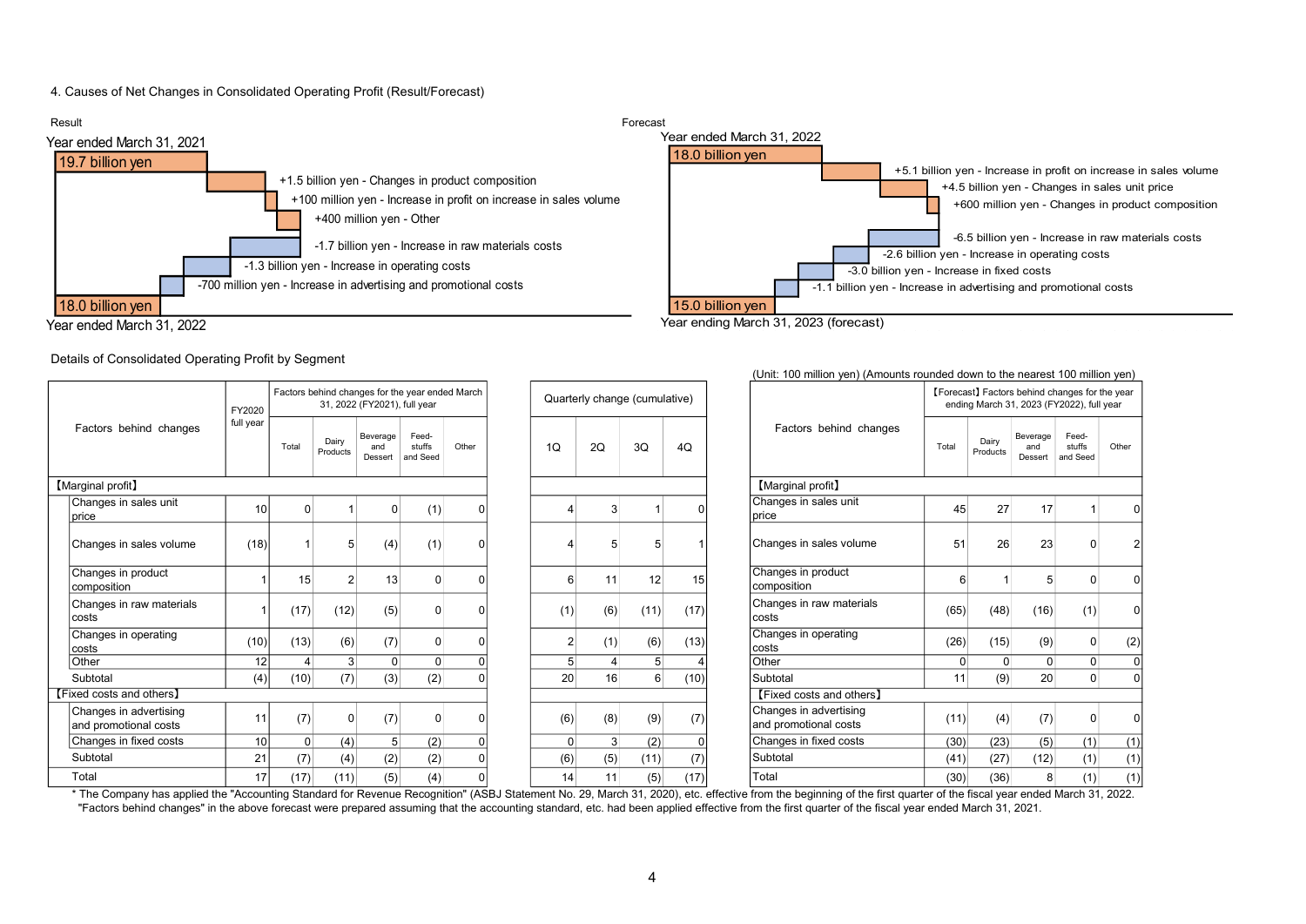4. Causes of Net Changes in Consolidated Operating Profit (Result/Forecast)

**Result**

Year ended March 31, 2021

19.7 billion yen

+1.5 billion yen - Changes in product composition

+100 million yen - Increase in profit on increase in sales volume

+400 million yen - Other

-1.7 billion yen - Increase in raw materials costs

-1.3 billion yen - Increase in operating costs

-700 million yen - Increase in advertising and promotional costs

18.0 billion yen

Year ended March 31, 2022

**Forecast**

Year ended March 31, 2022

18.0 billion yen

+5.1 billion yen - Increase in profit on increase in sales volume

+4.5 billion yen - Changes in sales unit price

+600 million yen - Changes in product composition

-6.5 billion yen - Increase in raw materials costs

-2.6 billion yen - Increase in operating costs

-3.0 billion yen - Increase in fixed costs

-1.1 billion yen - Increase in advertising and promotional costs

15.0 billion yen

Year ending March 31, 2023 (forecast)

Details of Consolidated Operating Profit by Segment

(Unit: 100 million yen) (Amounts rounded down to the nearest 100 million yen)

| Factors behind changes | FY2020 full year | Factors behind changes for the year ended March 31, 2022 (FY2021), full year | | | | | Quarterly change (cumulative) | | | |
|---|---|---|---|---|---|---|---|---|---|---|
| | | Total | Dairy Products | Beverage and Dessert | Feed-stuffs and Seed | Other | 1Q | 2Q | 3Q | 4Q |
| 【Marginal profit】 | | | | | | | | | | |
| Changes in sales unit price | 10 | 0 | 1 | 0 | (1) | 0 | 4 | 3 | 1 | 0 |
| Changes in sales volume | (18) | 1 | 5 | (4) | (1) | 0 | 4 | 5 | 5 | 1 |
| Changes in product composition | 1 | 15 | 2 | 13 | 0 | 0 | 6 | 11 | 12 | 15 |
| Changes in raw materials costs | 1 | (17) | (12) | (5) | 0 | 0 | (1) | (6) | (11) | (17) |
| Changes in operating costs | (10) | (13) | (6) | (7) | 0 | 0 | 2 | (1) | (6) | (13) |
| Other | 12 | 4 | 3 | 0 | 0 | 0 | 5 | 4 | 5 | 4 |
| Subtotal | (4) | (10) | (7) | (3) | (2) | 0 | 20 | 16 | 6 | (10) |
| 【Fixed costs and others】 | | | | | | | | | | |
| Changes in advertising and promotional costs | 11 | (7) | 0 | (7) | 0 | 0 | (6) | (8) | (9) | (7) |
| Changes in fixed costs | 10 | 0 | (4) | 5 | (2) | 0 | 0 | 3 | (2) | 0 |
| Subtotal | 21 | (7) | (4) | (2) | (2) | 0 | (6) | (5) | (11) | (7) |
| Total | 17 | (17) | (11) | (5) | (4) | 0 | 14 | 11 | (5) | (17) |

| Factors behind changes | 【Forecast】 Factors behind changes for the year ending March 31, 2023 (FY2022), full year | | | | |
|---|---|---|---|---|---|
| | Total | Dairy Products | Beverage and Dessert | Feed-stuffs and Seed | Other |
| 【Marginal profit】 | | | | | |
| Changes in sales unit price | 45 | 27 | 17 | 1 | 0 |
| Changes in sales volume | 51 | 26 | 23 | 0 | 2 |
| Changes in product composition | 6 | 1 | 5 | 0 | 0 |
| Changes in raw materials costs | (65) | (48) | (16) | (1) | 0 |
| Changes in operating costs | (26) | (15) | (9) | 0 | (2) |
| Other | 0 | 0 | 0 | 0 | 0 |
| Subtotal | 11 | (9) | 20 | 0 | 0 |
| 【Fixed costs and others】 | | | | | |
| Changes in advertising and promotional costs | (11) | (4) | (7) | 0 | 0 |
| Changes in fixed costs | (30) | (23) | (5) | (1) | (1) |
| Subtotal | (41) | (27) | (12) | (1) | (1) |
| Total | (30) | (36) | 8 | (1) | (1) |

* The Company has applied the "Accounting Standard for Revenue Recognition" (ASBJ Statement No. 29, March 31, 2020), etc. effective from the beginning of the first quarter of the fiscal year ended March 31, 2022. "Factors behind changes" in the above forecast were prepared assuming that the accounting standard, etc. had been applied effective from the first quarter of the fiscal year ended March 31, 2021.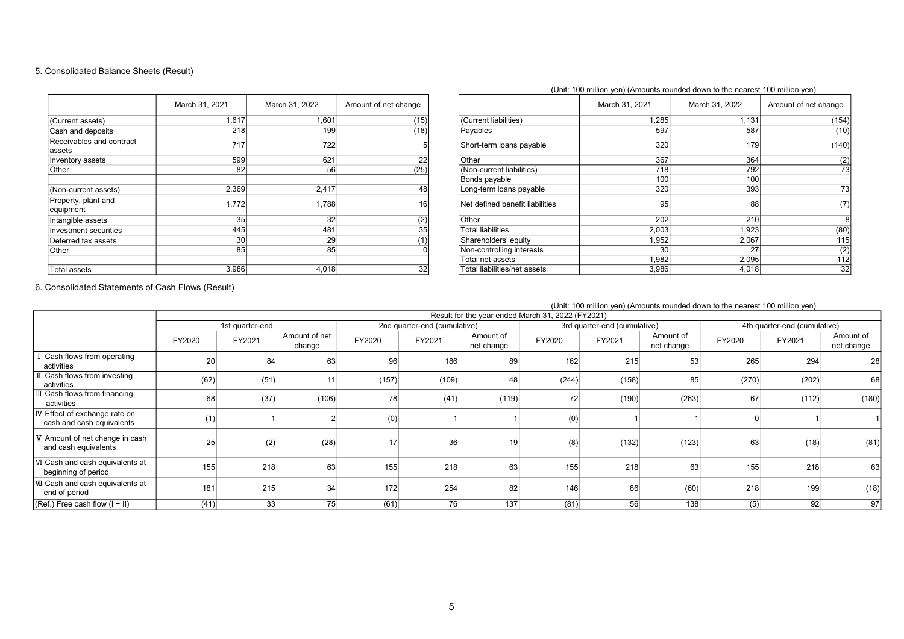## 5. Consolidated Balance Sheets (Result)

(Unit: 100 million yen) (Amounts rounded down to the nearest 100 million yen)

| | March 31, 2021 | March 31, 2022 | Amount of net change |
|---|---|---|---|
| (Current assets) | 1,617 | 1,601 | (15) |
| Cash and deposits | 218 | 199 | (18) |
| Receivables and contract assets | 717 | 722 | 5 |
| Inventory assets | 599 | 621 | 22 |
| Other | 82 | 56 | (25) |
| (Non-current assets) | 2,369 | 2,417 | 48 |
| Property, plant and equipment | 1,772 | 1,788 | 16 |
| Intangible assets | 35 | 32 | (2) |
| Investment securities | 445 | 481 | 35 |
| Deferred tax assets | 30 | 29 | (1) |
| Other | 85 | 85 | 0 |
| Total assets | 3,986 | 4,018 | 32 |

| | March 31, 2021 | March 31, 2022 | Amount of net change |
|---|---|---|---|
| (Current liabilities) | 1,285 | 1,131 | (154) |
| Payables | 597 | 587 | (10) |
| Short-term loans payable | 320 | 179 | (140) |
| Other | 367 | 364 | (2) |
| (Non-current liabilities) | 718 | 792 | 73 |
| Bonds payable | 100 | 100 | — |
| Long-term loans payable | 320 | 393 | 73 |
| Net defined benefit liabilities | 95 | 88 | (7) |
| Other | 202 | 210 | 8 |
| Total liabilities | 2,003 | 1,923 | (80) |
| Shareholders' equity | 1,952 | 2,067 | 115 |
| Non-controlling interests | 30 | 27 | (2) |
| Total net assets | 1,982 | 2,095 | 112 |
| Total liabilities/net assets | 3,986 | 4,018 | 32 |

## 6. Consolidated Statements of Cash Flows (Result)

(Unit: 100 million yen) (Amounts rounded down to the nearest 100 million yen)

| | Result for the year ended March 31, 2022 (FY2021) | | | | | | | | | | | |
|---|---|---|---|---|---|---|---|---|---|---|---|---|
| | 1st quarter-end | | | 2nd quarter-end (cumulative) | | | 3rd quarter-end (cumulative) | | | 4th quarter-end (cumulative) | | |
| | FY2020 | FY2021 | Amount of net change | FY2020 | FY2021 | Amount of net change | FY2020 | FY2021 | Amount of net change | FY2020 | FY2021 | Amount of net change |
| Ⅰ Cash flows from operating activities | 20 | 84 | 63 | 96 | 186 | 89 | 162 | 215 | 53 | 265 | 294 | 28 |
| Ⅱ Cash flows from investing activities | (62) | (51) | 11 | (157) | (109) | 48 | (244) | (158) | 85 | (270) | (202) | 68 |
| Ⅲ Cash flows from financing activities | 68 | (37) | (106) | 78 | (41) | (119) | 72 | (190) | (263) | 67 | (112) | (180) |
| Ⅳ Effect of exchange rate on cash and cash equivalents | (1) | 1 | 2 | (0) | 1 | 1 | (0) | 1 | 1 | 0 | 1 | 1 |
| Ⅴ Amount of net change in cash and cash equivalents | 25 | (2) | (28) | 17 | 36 | 19 | (8) | (132) | (123) | 63 | (18) | (81) |
| Ⅵ Cash and cash equivalents at beginning of period | 155 | 218 | 63 | 155 | 218 | 63 | 155 | 218 | 63 | 155 | 218 | 63 |
| Ⅶ Cash and cash equivalents at end of period | 181 | 215 | 34 | 172 | 254 | 82 | 146 | 86 | (60) | 218 | 199 | (18) |
| (Ref.) Free cash flow (I + II) | (41) | 33 | 75 | (61) | 76 | 137 | (81) | 56 | 138 | (5) | 92 | 97 |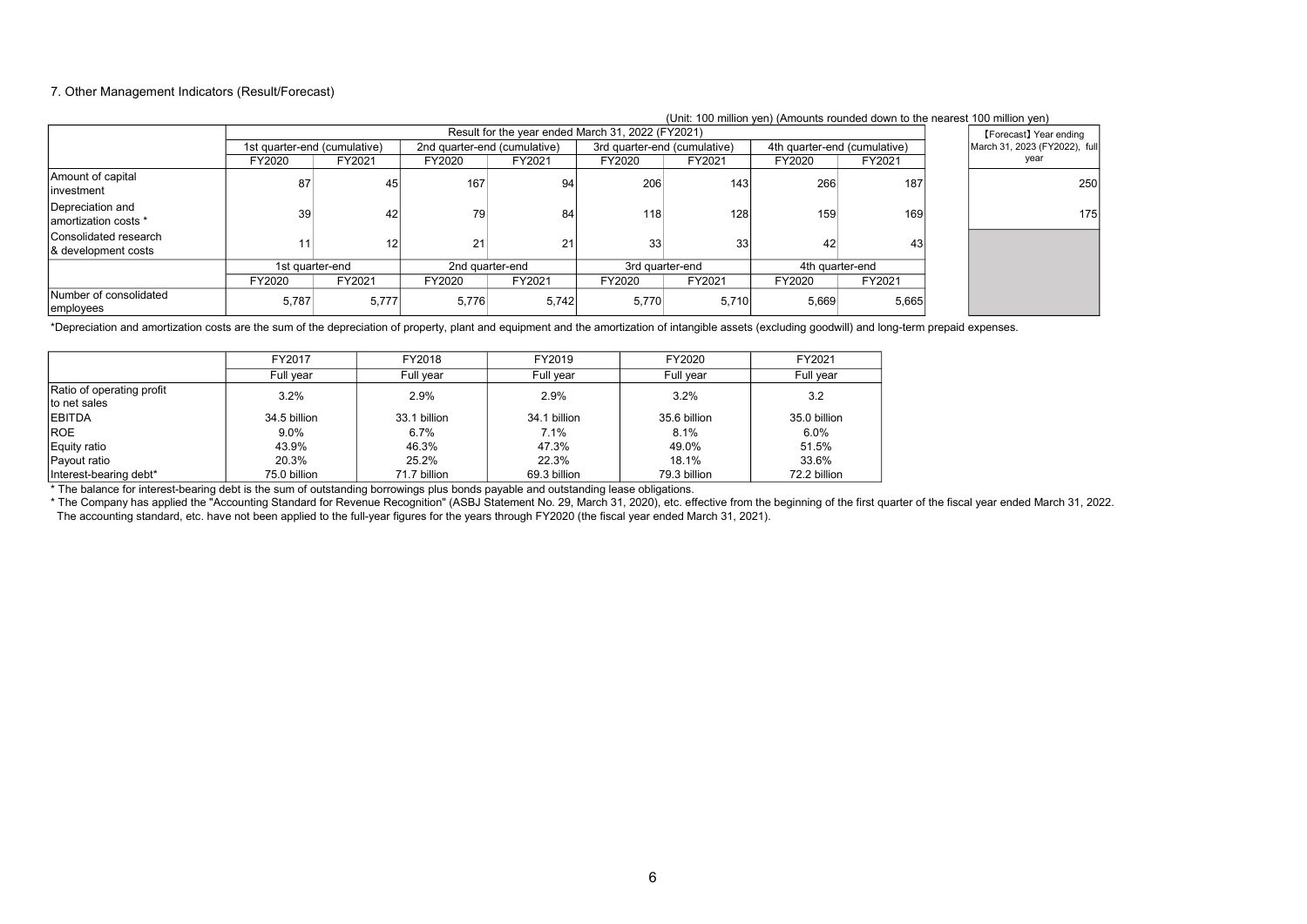## 7. Other Management Indicators (Result/Forecast)

(Unit: 100 million yen) (Amounts rounded down to the nearest 100 million yen)

| | Result for the year ended March 31, 2022 (FY2021) | | | | | | | | 【Forecast】Year ending March 31, 2023 (FY2022), full year |
|---|---|---|---|---|---|---|---|---|---|
| | 1st quarter-end (cumulative) | | 2nd quarter-end (cumulative) | | 3rd quarter-end (cumulative) | | 4th quarter-end (cumulative) | | |
| | FY2020 | FY2021 | FY2020 | FY2021 | FY2020 | FY2021 | FY2020 | FY2021 | |
| Amount of capital investment | 87 | 45 | 167 | 94 | 206 | 143 | 266 | 187 | 250 |
| Depreciation and amortization costs * | 39 | 42 | 79 | 84 | 118 | 128 | 159 | 169 | 175 |
| Consolidated research & development costs | 11 | 12 | 21 | 21 | 33 | 33 | 42 | 43 | |
| | 1st quarter-end | | 2nd quarter-end | | 3rd quarter-end | | 4th quarter-end | | |
| | FY2020 | FY2021 | FY2020 | FY2021 | FY2020 | FY2021 | FY2020 | FY2021 | |
| Number of consolidated employees | 5,787 | 5,777 | 5,776 | 5,742 | 5,770 | 5,710 | 5,669 | 5,665 | |

*Depreciation and amortization costs are the sum of the depreciation of property, plant and equipment and the amortization of intangible assets (excluding goodwill) and long-term prepaid expenses.

| | FY2017 | FY2018 | FY2019 | FY2020 | FY2021 |
|---|---|---|---|---|---|
| | Full year | Full year | Full year | Full year | Full year |
| Ratio of operating profit to net sales | 3.2% | 2.9% | 2.9% | 3.2% | 3.2 |
| EBITDA | 34.5 billion | 33.1 billion | 34.1 billion | 35.6 billion | 35.0 billion |
| ROE | 9.0% | 6.7% | 7.1% | 8.1% | 6.0% |
| Equity ratio | 43.9% | 46.3% | 47.3% | 49.0% | 51.5% |
| Payout ratio | 20.3% | 25.2% | 22.3% | 18.1% | 33.6% |
| Interest-bearing debt* | 75.0 billion | 71.7 billion | 69.3 billion | 79.3 billion | 72.2 billion |

* The balance for interest-bearing debt is the sum of outstanding borrowings plus bonds payable and outstanding lease obligations.

* The Company has applied the "Accounting Standard for Revenue Recognition" (ASBJ Statement No. 29, March 31, 2020), etc. effective from the beginning of the first quarter of the fiscal year ended March 31, 2022.
The accounting standard, etc. have not been applied to the full-year figures for the years through FY2020 (the fiscal year ended March 31, 2021).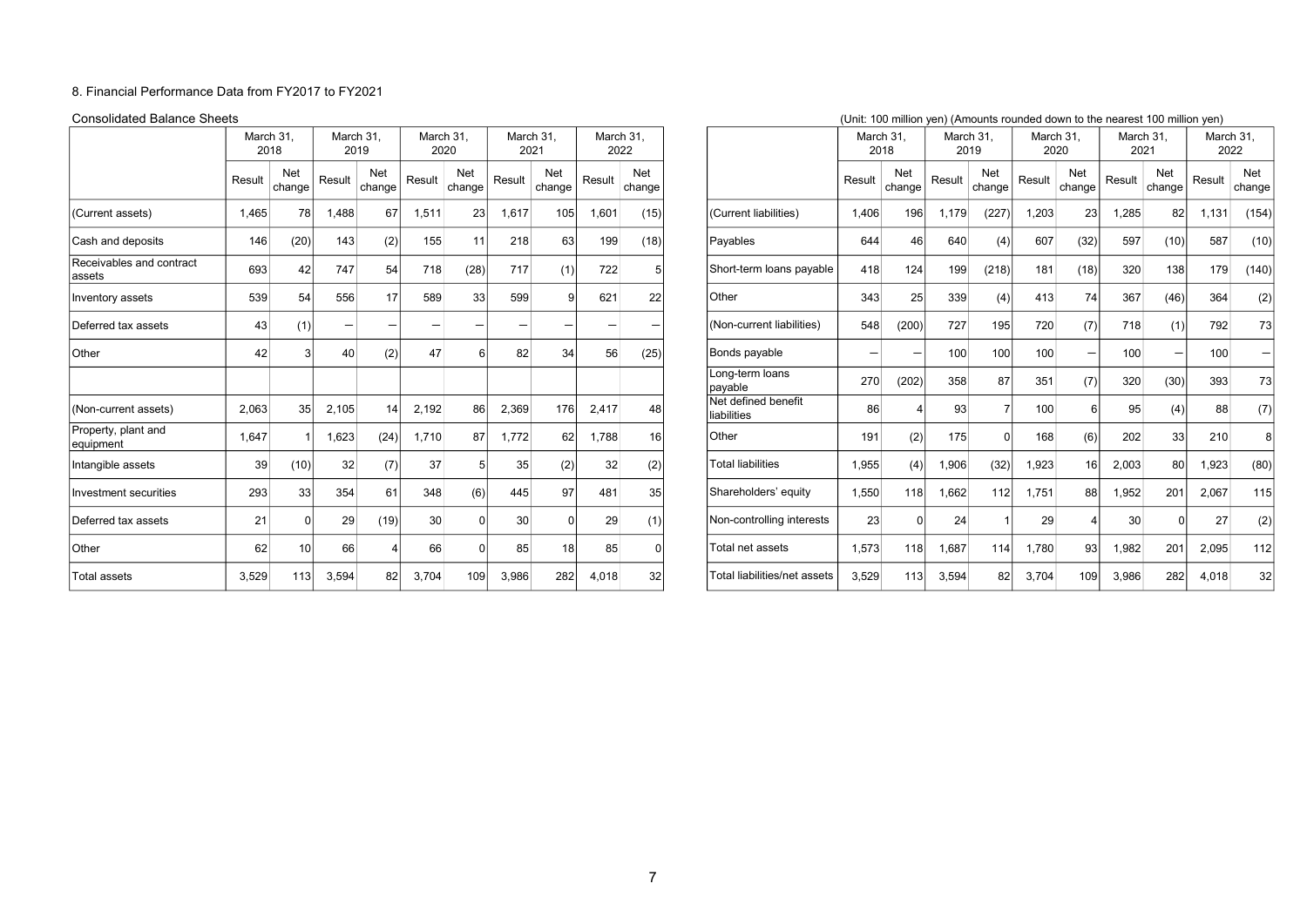## 8. Financial Performance Data from FY2017 to FY2021

### Consolidated Balance Sheets

(Unit: 100 million yen) (Amounts rounded down to the nearest 100 million yen)

| | March 31, 2018 | | March 31, 2019 | | March 31, 2020 | | March 31, 2021 | | March 31, 2022 | |
|---|---|---|---|---|---|---|---|---|---|---|
| | Result | Net change | Result | Net change | Result | Net change | Result | Net change | Result | Net change |
| (Current assets) | 1,465 | 78 | 1,488 | 67 | 1,511 | 23 | 1,617 | 105 | 1,601 | (15) |
| Cash and deposits | 146 | (20) | 143 | (2) | 155 | 11 | 218 | 63 | 199 | (18) |
| Receivables and contract assets | 693 | 42 | 747 | 54 | 718 | (28) | 717 | (1) | 722 | 5 |
| Inventory assets | 539 | 54 | 556 | 17 | 589 | 33 | 599 | 9 | 621 | 22 |
| Deferred tax assets | 43 | (1) | — | — | — | — | — | — | — | — |
| Other | 42 | 3 | 40 | (2) | 47 | 6 | 82 | 34 | 56 | (25) |
| | | | | | | | | | | |
| (Non-current assets) | 2,063 | 35 | 2,105 | 14 | 2,192 | 86 | 2,369 | 176 | 2,417 | 48 |
| Property, plant and equipment | 1,647 | 1 | 1,623 | (24) | 1,710 | 87 | 1,772 | 62 | 1,788 | 16 |
| Intangible assets | 39 | (10) | 32 | (7) | 37 | 5 | 35 | (2) | 32 | (2) |
| Investment securities | 293 | 33 | 354 | 61 | 348 | (6) | 445 | 97 | 481 | 35 |
| Deferred tax assets | 21 | 0 | 29 | (19) | 30 | 0 | 30 | 0 | 29 | (1) |
| Other | 62 | 10 | 66 | 4 | 66 | 0 | 85 | 18 | 85 | 0 |
| Total assets | 3,529 | 113 | 3,594 | 82 | 3,704 | 109 | 3,986 | 282 | 4,018 | 32 |

| | March 31, 2018 | | March 31, 2019 | | March 31, 2020 | | March 31, 2021 | | March 31, 2022 | |
|---|---|---|---|---|---|---|---|---|---|---|
| | Result | Net change | Result | Net change | Result | Net change | Result | Net change | Result | Net change |
| (Current liabilities) | 1,406 | 196 | 1,179 | (227) | 1,203 | 23 | 1,285 | 82 | 1,131 | (154) |
| Payables | 644 | 46 | 640 | (4) | 607 | (32) | 597 | (10) | 587 | (10) |
| Short-term loans payable | 418 | 124 | 199 | (218) | 181 | (18) | 320 | 138 | 179 | (140) |
| Other | 343 | 25 | 339 | (4) | 413 | 74 | 367 | (46) | 364 | (2) |
| (Non-current liabilities) | 548 | (200) | 727 | 195 | 720 | (7) | 718 | (1) | 792 | 73 |
| Bonds payable | — | — | 100 | 100 | 100 | — | 100 | — | 100 | — |
| Long-term loans payable | 270 | (202) | 358 | 87 | 351 | (7) | 320 | (30) | 393 | 73 |
| Net defined benefit liabilities | 86 | 4 | 93 | 7 | 100 | 6 | 95 | (4) | 88 | (7) |
| Other | 191 | (2) | 175 | 0 | 168 | (6) | 202 | 33 | 210 | 8 |
| Total liabilities | 1,955 | (4) | 1,906 | (32) | 1,923 | 16 | 2,003 | 80 | 1,923 | (80) |
| Shareholders' equity | 1,550 | 118 | 1,662 | 112 | 1,751 | 88 | 1,952 | 201 | 2,067 | 115 |
| Non-controlling interests | 23 | 0 | 24 | 1 | 29 | 4 | 30 | 0 | 27 | (2) |
| Total net assets | 1,573 | 118 | 1,687 | 114 | 1,780 | 93 | 1,982 | 201 | 2,095 | 112 |
| Total liabilities/net assets | 3,529 | 113 | 3,594 | 82 | 3,704 | 109 | 3,986 | 282 | 4,018 | 32 |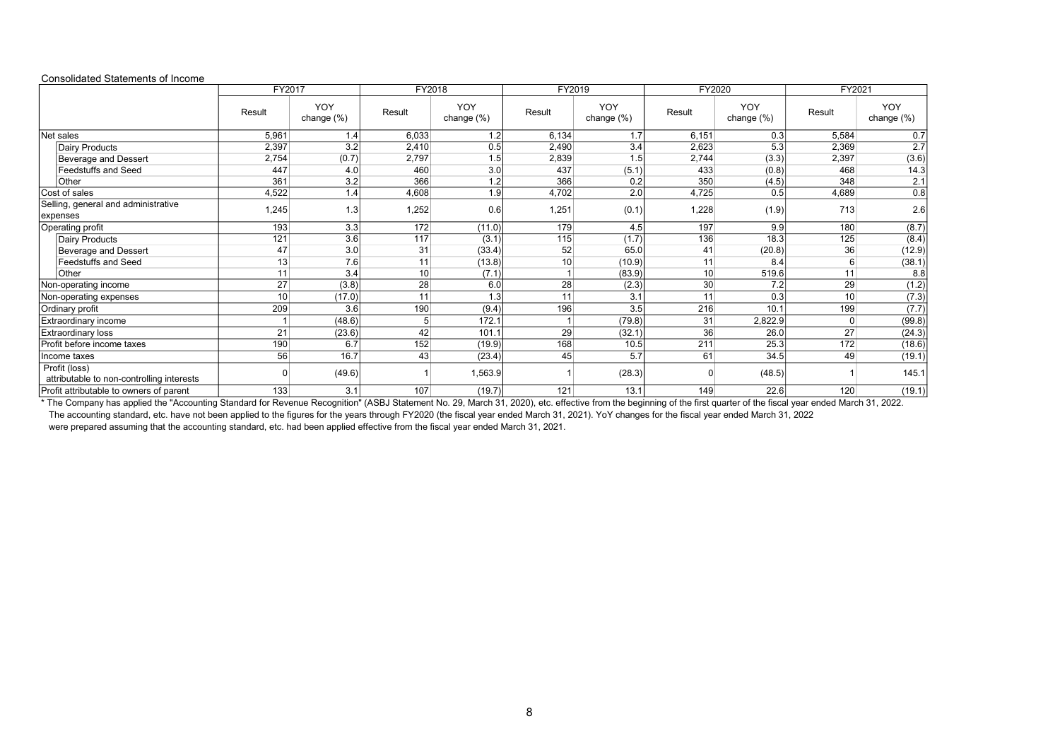Consolidated Statements of Income

| | FY2017 | | FY2018 | | FY2019 | | FY2020 | | FY2021 | |
|---|---|---|---|---|---|---|---|---|---|---|
| | Result | YOY change (%) | Result | YOY change (%) | Result | YOY change (%) | Result | YOY change (%) | Result | YOY change (%) |
| Net sales | 5,961 | 1.4 | 6,033 | 1.2 | 6,134 | 1.7 | 6,151 | 0.3 | 5,584 | 0.7 |
| Dairy Products | 2,397 | 3.2 | 2,410 | 0.5 | 2,490 | 3.4 | 2,623 | 5.3 | 2,369 | 2.7 |
| Beverage and Dessert | 2,754 | (0.7) | 2,797 | 1.5 | 2,839 | 1.5 | 2,744 | (3.3) | 2,397 | (3.6) |
| Feedstuffs and Seed | 447 | 4.0 | 460 | 3.0 | 437 | (5.1) | 433 | (0.8) | 468 | 14.3 |
| Other | 361 | 3.2 | 366 | 1.2 | 366 | 0.2 | 350 | (4.5) | 348 | 2.1 |
| Cost of sales | 4,522 | 1.4 | 4,608 | 1.9 | 4,702 | 2.0 | 4,725 | 0.5 | 4,689 | 0.8 |
| Selling, general and administrative expenses | 1,245 | 1.3 | 1,252 | 0.6 | 1,251 | (0.1) | 1,228 | (1.9) | 713 | 2.6 |
| Operating profit | 193 | 3.3 | 172 | (11.0) | 179 | 4.5 | 197 | 9.9 | 180 | (8.7) |
| Dairy Products | 121 | 3.6 | 117 | (3.1) | 115 | (1.7) | 136 | 18.3 | 125 | (8.4) |
| Beverage and Dessert | 47 | 3.0 | 31 | (33.4) | 52 | 65.0 | 41 | (20.8) | 36 | (12.9) |
| Feedstuffs and Seed | 13 | 7.6 | 11 | (13.8) | 10 | (10.9) | 11 | 8.4 | 6 | (38.1) |
| Other | 11 | 3.4 | 10 | (7.1) | 1 | (83.9) | 10 | 519.6 | 11 | 8.8 |
| Non-operating income | 27 | (3.8) | 28 | 6.0 | 28 | (2.3) | 30 | 7.2 | 29 | (1.2) |
| Non-operating expenses | 10 | (17.0) | 11 | 1.3 | 11 | 3.1 | 11 | 0.3 | 10 | (7.3) |
| Ordinary profit | 209 | 3.6 | 190 | (9.4) | 196 | 3.5 | 216 | 10.1 | 199 | (7.7) |
| Extraordinary income | 1 | (48.6) | 5 | 172.1 | 1 | (79.8) | 31 | 2,822.9 | 0 | (99.8) |
| Extraordinary loss | 21 | (23.6) | 42 | 101.1 | 29 | (32.1) | 36 | 26.0 | 27 | (24.3) |
| Profit before income taxes | 190 | 6.7 | 152 | (19.9) | 168 | 10.5 | 211 | 25.3 | 172 | (18.6) |
| Income taxes | 56 | 16.7 | 43 | (23.4) | 45 | 5.7 | 61 | 34.5 | 49 | (19.1) |
| Profit (loss) attributable to non-controlling interests | 0 | (49.6) | 1 | 1,563.9 | 1 | (28.3) | 0 | (48.5) | 1 | 145.1 |
| Profit attributable to owners of parent | 133 | 3.1 | 107 | (19.7) | 121 | 13.1 | 149 | 22.6 | 120 | (19.1) |

* The Company has applied the "Accounting Standard for Revenue Recognition" (ASBJ Statement No. 29, March 31, 2020), etc. effective from the beginning of the first quarter of the fiscal year ended March 31, 2022. The accounting standard, etc. have not been applied to the figures for the years through FY2020 (the fiscal year ended March 31, 2021). YoY changes for the fiscal year ended March 31, 2022 were prepared assuming that the accounting standard, etc. had been applied effective from the fiscal year ended March 31, 2021.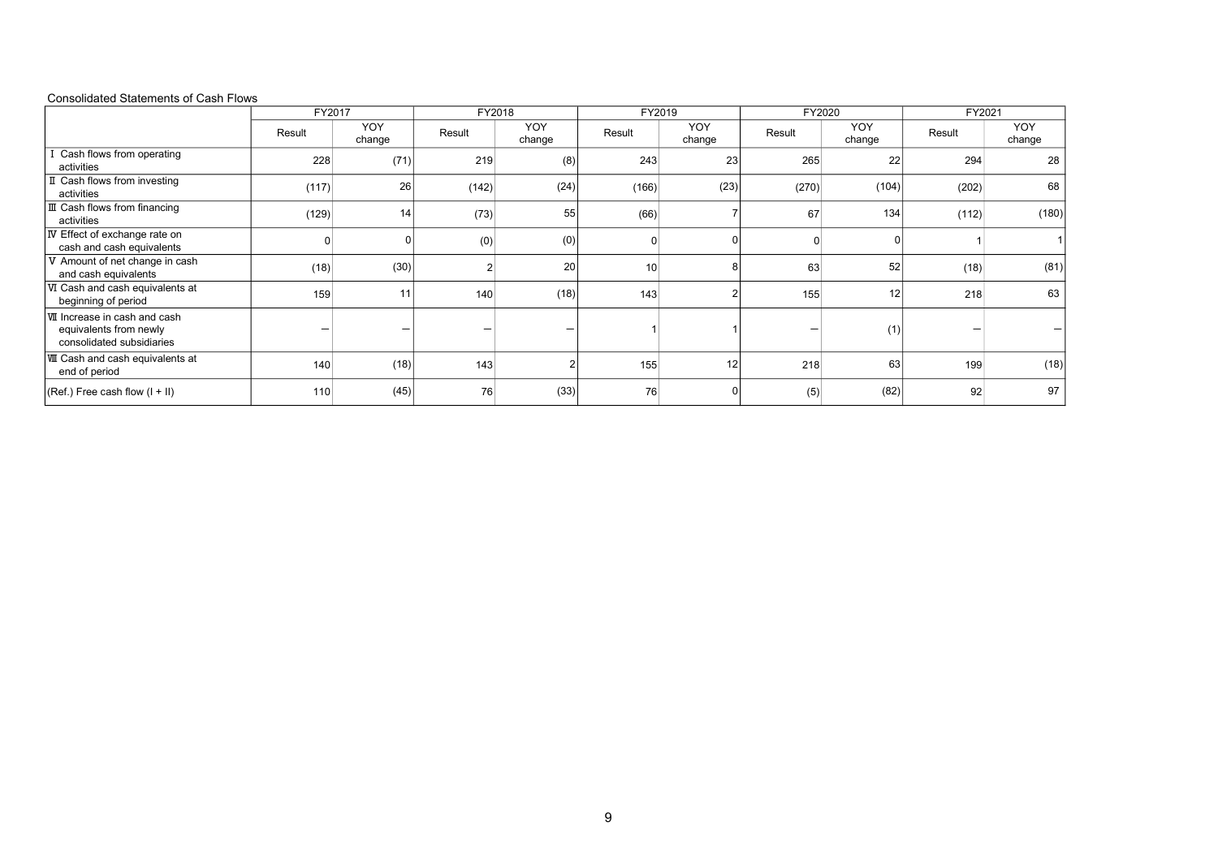Consolidated Statements of Cash Flows

| | FY2017 | | FY2018 | | FY2019 | | FY2020 | | FY2021 | |
|---|---|---|---|---|---|---|---|---|---|---|
| | Result | YOY change | Result | YOY change | Result | YOY change | Result | YOY change | Result | YOY change |
| Ⅰ Cash flows from operating activities | 228 | (71) | 219 | (8) | 243 | 23 | 265 | 22 | 294 | 28 |
| Ⅱ Cash flows from investing activities | (117) | 26 | (142) | (24) | (166) | (23) | (270) | (104) | (202) | 68 |
| Ⅲ Cash flows from financing activities | (129) | 14 | (73) | 55 | (66) | 7 | 67 | 134 | (112) | (180) |
| Ⅳ Effect of exchange rate on cash and cash equivalents | 0 | 0 | (0) | (0) | 0 | 0 | 0 | 0 | 1 | 1 |
| Ⅴ Amount of net change in cash and cash equivalents | (18) | (30) | 2 | 20 | 10 | 8 | 63 | 52 | (18) | (81) |
| Ⅵ Cash and cash equivalents at beginning of period | 159 | 11 | 140 | (18) | 143 | 2 | 155 | 12 | 218 | 63 |
| Ⅶ Increase in cash and cash equivalents from newly consolidated subsidiaries | — | — | — | — | 1 | 1 | — | (1) | — | — |
| Ⅷ Cash and cash equivalents at end of period | 140 | (18) | 143 | 2 | 155 | 12 | 218 | 63 | 199 | (18) |
| (Ref.) Free cash flow (I + II) | 110 | (45) | 76 | (33) | 76 | 0 | (5) | (82) | 92 | 97 |